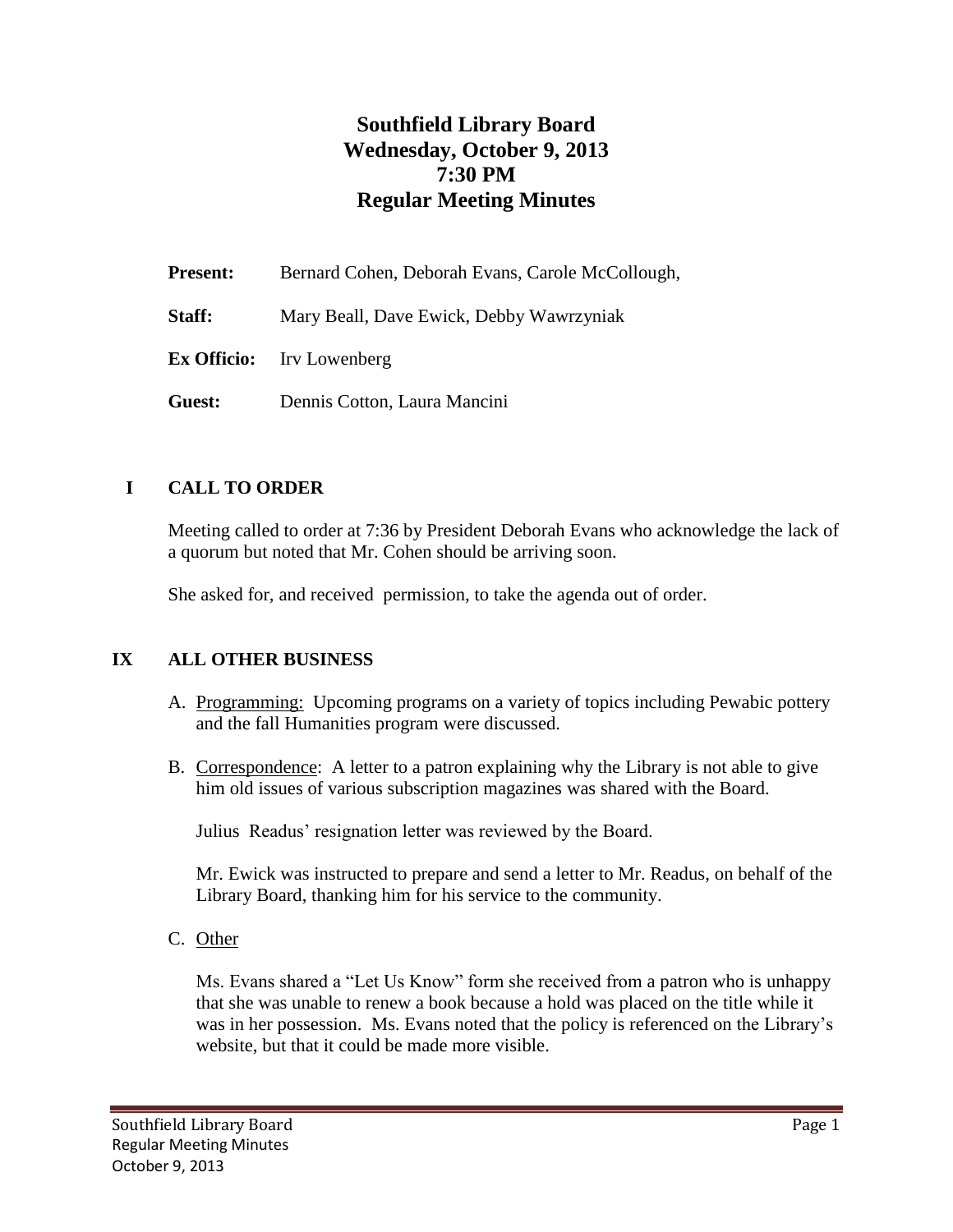# Southfield Library Board
# Wednesday, October 9, 2013
# 7:30 PM
# Regular Meeting Minutes

**Present:** Bernard Cohen, Deborah Evans, Carole McCollough,

**Staff:** Mary Beall, Dave Ewick, Debby Wawrzyniak

**Ex Officio:** Irv Lowenberg

**Guest:** Dennis Cotton, Laura Mancini

## I CALL TO ORDER

Meeting called to order at 7:36 by President Deborah Evans who acknowledge the lack of a quorum but noted that Mr. Cohen should be arriving soon.

She asked for, and received permission, to take the agenda out of order.

## IX ALL OTHER BUSINESS

A. Programming: Upcoming programs on a variety of topics including Pewabic pottery and the fall Humanities program were discussed.

B. Correspondence: A letter to a patron explaining why the Library is not able to give him old issues of various subscription magazines was shared with the Board.

   Julius Readus' resignation letter was reviewed by the Board.

   Mr. Ewick was instructed to prepare and send a letter to Mr. Readus, on behalf of the Library Board, thanking him for his service to the community.

C. Other

   Ms. Evans shared a "Let Us Know" form she received from a patron who is unhappy that she was unable to renew a book because a hold was placed on the title while it was in her possession. Ms. Evans noted that the policy is referenced on the Library's website, but that it could be made more visible.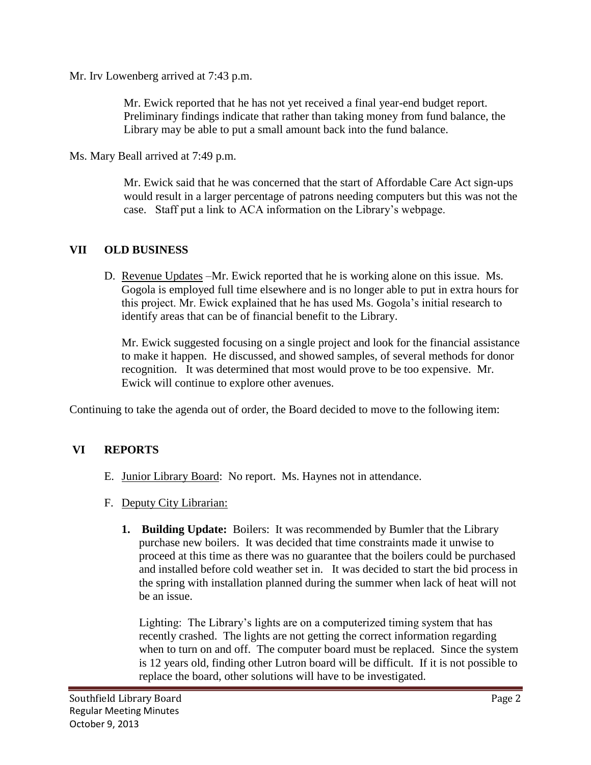Mr. Irv Lowenberg arrived at 7:43 p.m.

Mr. Ewick reported that he has not yet received a final year-end budget report. Preliminary findings indicate that rather than taking money from fund balance, the Library may be able to put a small amount back into the fund balance.

Ms. Mary Beall arrived at 7:49 p.m.

Mr. Ewick said that he was concerned that the start of Affordable Care Act sign-ups would result in a larger percentage of patrons needing computers but this was not the case. Staff put a link to ACA information on the Library's webpage.

## VII OLD BUSINESS

D. Revenue Updates –Mr. Ewick reported that he is working alone on this issue. Ms. Gogola is employed full time elsewhere and is no longer able to put in extra hours for this project. Mr. Ewick explained that he has used Ms. Gogola's initial research to identify areas that can be of financial benefit to the Library.

Mr. Ewick suggested focusing on a single project and look for the financial assistance to make it happen. He discussed, and showed samples, of several methods for donor recognition. It was determined that most would prove to be too expensive. Mr. Ewick will continue to explore other avenues.

Continuing to take the agenda out of order, the Board decided to move to the following item:

## VI REPORTS

E. Junior Library Board: No report. Ms. Haynes not in attendance.

F. Deputy City Librarian:

1. **Building Update:** Boilers: It was recommended by Bumler that the Library purchase new boilers. It was decided that time constraints made it unwise to proceed at this time as there was no guarantee that the boilers could be purchased and installed before cold weather set in. It was decided to start the bid process in the spring with installation planned during the summer when lack of heat will not be an issue.

   Lighting: The Library's lights are on a computerized timing system that has recently crashed. The lights are not getting the correct information regarding when to turn on and off. The computer board must be replaced. Since the system is 12 years old, finding other Lutron board will be difficult. If it is not possible to replace the board, other solutions will have to be investigated.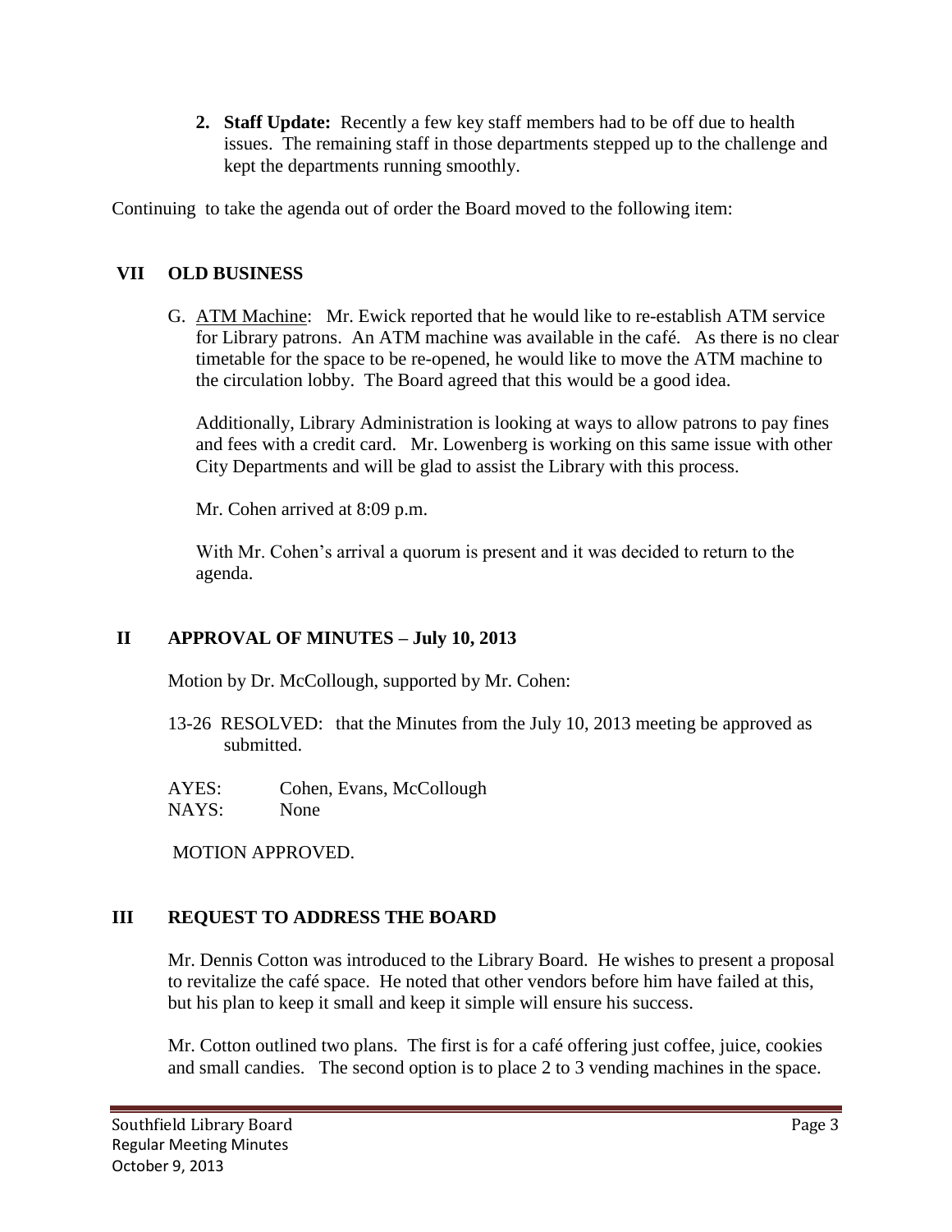2. **Staff Update:** Recently a few key staff members had to be off due to health issues. The remaining staff in those departments stepped up to the challenge and kept the departments running smoothly.

Continuing to take the agenda out of order the Board moved to the following item:

## VII OLD BUSINESS

G. ATM Machine: Mr. Ewick reported that he would like to re-establish ATM service for Library patrons. An ATM machine was available in the café. As there is no clear timetable for the space to be re-opened, he would like to move the ATM machine to the circulation lobby. The Board agreed that this would be a good idea.

   Additionally, Library Administration is looking at ways to allow patrons to pay fines and fees with a credit card. Mr. Lowenberg is working on this same issue with other City Departments and will be glad to assist the Library with this process.

   Mr. Cohen arrived at 8:09 p.m.

   With Mr. Cohen's arrival a quorum is present and it was decided to return to the agenda.

## II APPROVAL OF MINUTES – July 10, 2013

Motion by Dr. McCollough, supported by Mr. Cohen:

13-26 RESOLVED: that the Minutes from the July 10, 2013 meeting be approved as submitted.

AYES: Cohen, Evans, McCollough
NAYS: None

MOTION APPROVED.

## III REQUEST TO ADDRESS THE BOARD

Mr. Dennis Cotton was introduced to the Library Board. He wishes to present a proposal to revitalize the café space. He noted that other vendors before him have failed at this, but his plan to keep it small and keep it simple will ensure his success.

Mr. Cotton outlined two plans. The first is for a café offering just coffee, juice, cookies and small candies. The second option is to place 2 to 3 vending machines in the space.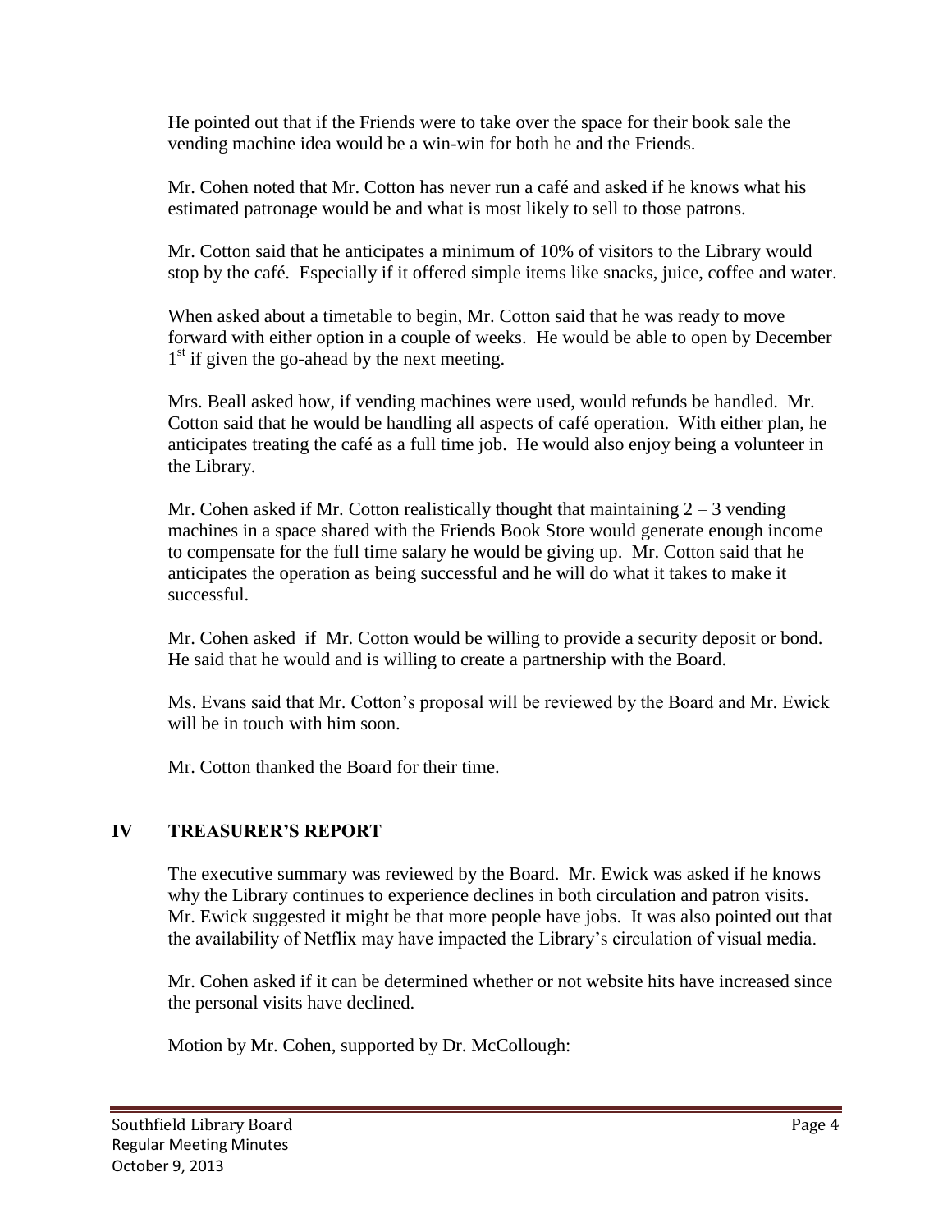He pointed out that if the Friends were to take over the space for their book sale the vending machine idea would be a win-win for both he and the Friends.

Mr. Cohen noted that Mr. Cotton has never run a café and asked if he knows what his estimated patronage would be and what is most likely to sell to those patrons.

Mr. Cotton said that he anticipates a minimum of 10% of visitors to the Library would stop by the café. Especially if it offered simple items like snacks, juice, coffee and water.

When asked about a timetable to begin, Mr. Cotton said that he was ready to move forward with either option in a couple of weeks. He would be able to open by December 1st if given the go-ahead by the next meeting.

Mrs. Beall asked how, if vending machines were used, would refunds be handled. Mr. Cotton said that he would be handling all aspects of café operation. With either plan, he anticipates treating the café as a full time job. He would also enjoy being a volunteer in the Library.

Mr. Cohen asked if Mr. Cotton realistically thought that maintaining 2 – 3 vending machines in a space shared with the Friends Book Store would generate enough income to compensate for the full time salary he would be giving up. Mr. Cotton said that he anticipates the operation as being successful and he will do what it takes to make it successful.

Mr. Cohen asked if Mr. Cotton would be willing to provide a security deposit or bond. He said that he would and is willing to create a partnership with the Board.

Ms. Evans said that Mr. Cotton's proposal will be reviewed by the Board and Mr. Ewick will be in touch with him soon.

Mr. Cotton thanked the Board for their time.

## IV TREASURER'S REPORT

The executive summary was reviewed by the Board. Mr. Ewick was asked if he knows why the Library continues to experience declines in both circulation and patron visits. Mr. Ewick suggested it might be that more people have jobs. It was also pointed out that the availability of Netflix may have impacted the Library's circulation of visual media.

Mr. Cohen asked if it can be determined whether or not website hits have increased since the personal visits have declined.

Motion by Mr. Cohen, supported by Dr. McCollough: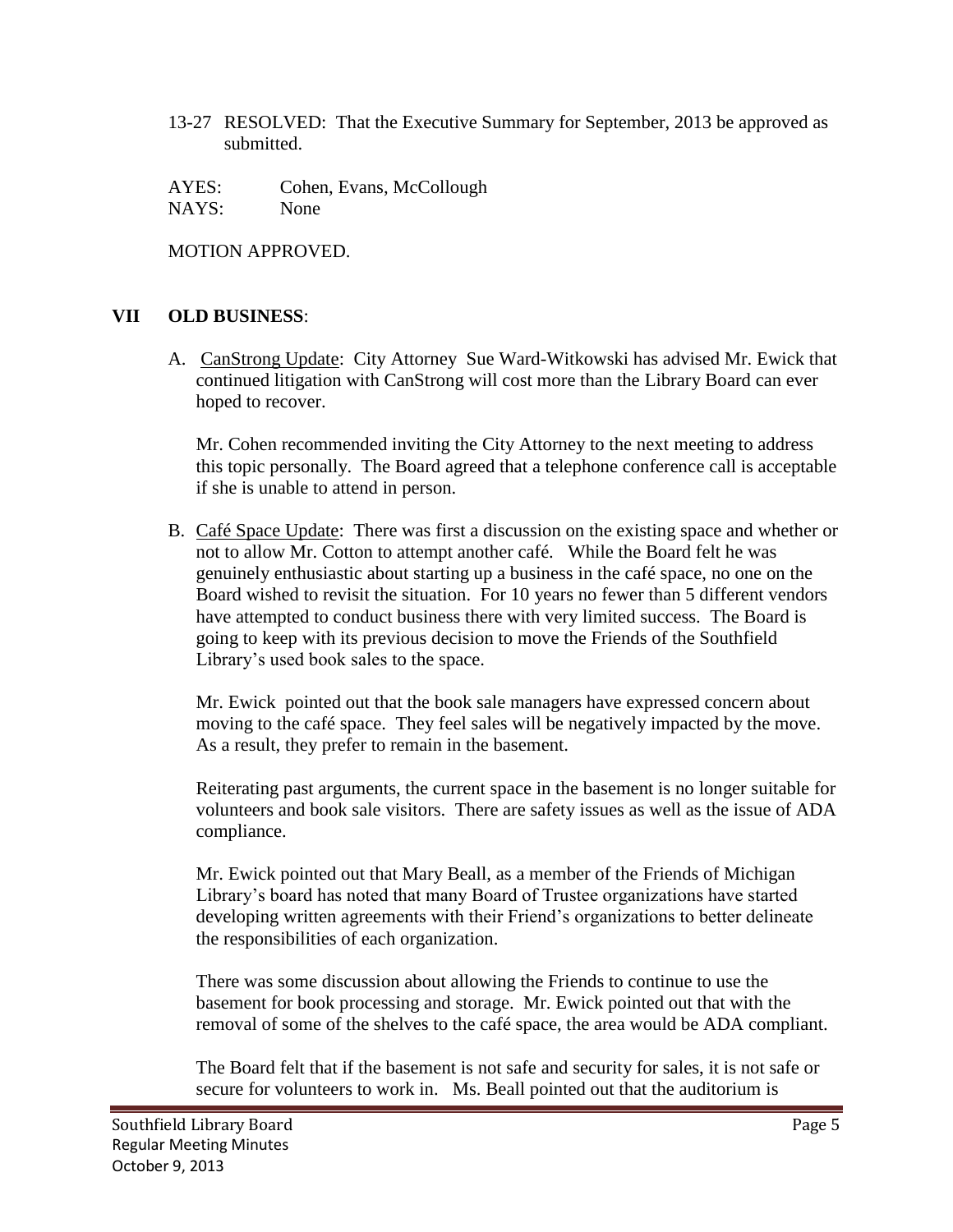13-27 RESOLVED: That the Executive Summary for September, 2013 be approved as submitted.

AYES: Cohen, Evans, McCollough
NAYS: None

MOTION APPROVED.

## VII OLD BUSINESS:

A. CanStrong Update: City Attorney Sue Ward-Witkowski has advised Mr. Ewick that continued litigation with CanStrong will cost more than the Library Board can ever hoped to recover.

Mr. Cohen recommended inviting the City Attorney to the next meeting to address this topic personally. The Board agreed that a telephone conference call is acceptable if she is unable to attend in person.

B. Café Space Update: There was first a discussion on the existing space and whether or not to allow Mr. Cotton to attempt another café. While the Board felt he was genuinely enthusiastic about starting up a business in the café space, no one on the Board wished to revisit the situation. For 10 years no fewer than 5 different vendors have attempted to conduct business there with very limited success. The Board is going to keep with its previous decision to move the Friends of the Southfield Library's used book sales to the space.

Mr. Ewick pointed out that the book sale managers have expressed concern about moving to the café space. They feel sales will be negatively impacted by the move. As a result, they prefer to remain in the basement.

Reiterating past arguments, the current space in the basement is no longer suitable for volunteers and book sale visitors. There are safety issues as well as the issue of ADA compliance.

Mr. Ewick pointed out that Mary Beall, as a member of the Friends of Michigan Library's board has noted that many Board of Trustee organizations have started developing written agreements with their Friend's organizations to better delineate the responsibilities of each organization.

There was some discussion about allowing the Friends to continue to use the basement for book processing and storage. Mr. Ewick pointed out that with the removal of some of the shelves to the café space, the area would be ADA compliant.

The Board felt that if the basement is not safe and security for sales, it is not safe or secure for volunteers to work in. Ms. Beall pointed out that the auditorium is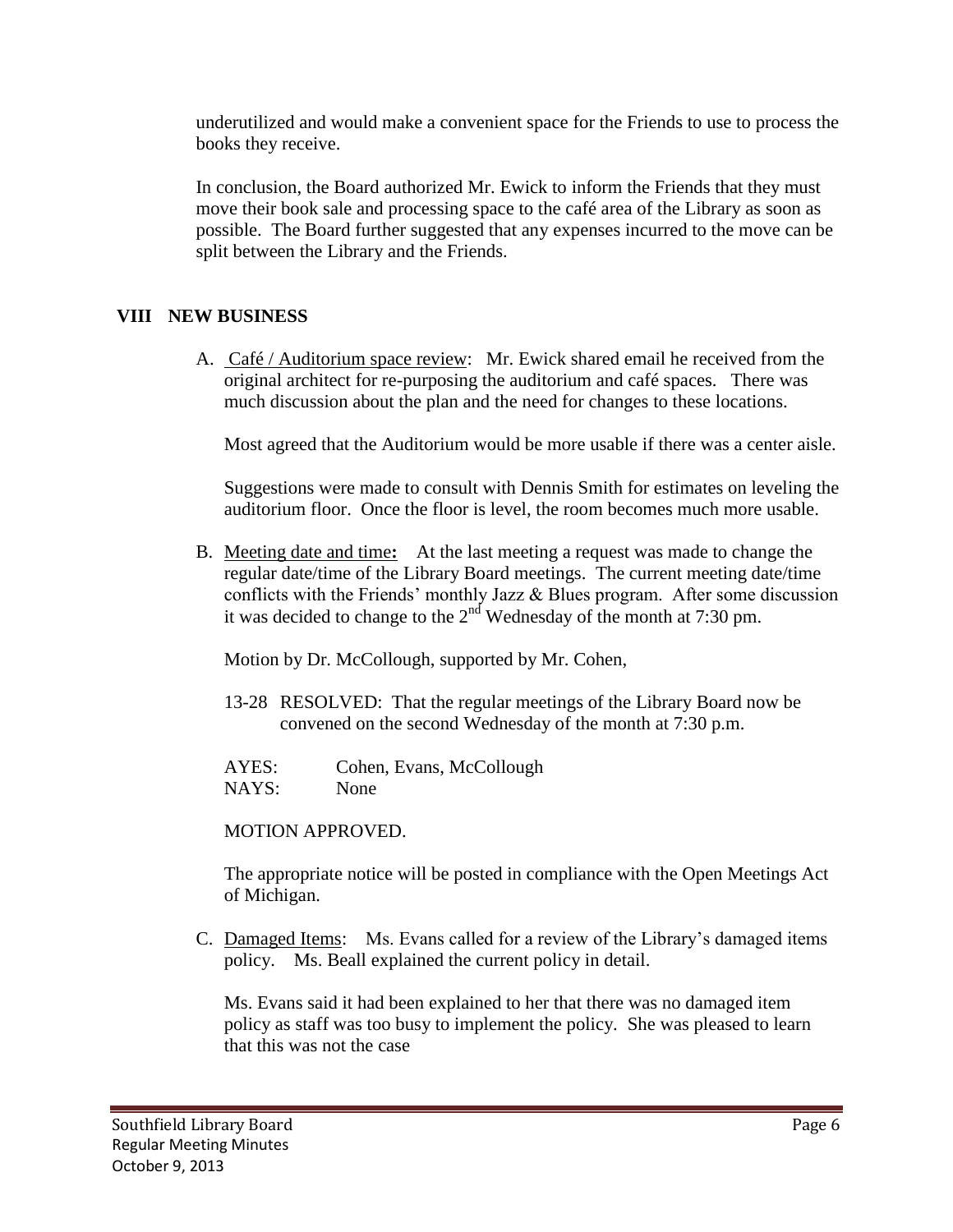underutilized and would make a convenient space for the Friends to use to process the books they receive.

In conclusion, the Board authorized Mr. Ewick to inform the Friends that they must move their book sale and processing space to the café area of the Library as soon as possible. The Board further suggested that any expenses incurred to the move can be split between the Library and the Friends.

## VIII NEW BUSINESS

A. Café / Auditorium space review: Mr. Ewick shared email he received from the original architect for re-purposing the auditorium and café spaces. There was much discussion about the plan and the need for changes to these locations.

Most agreed that the Auditorium would be more usable if there was a center aisle.

Suggestions were made to consult with Dennis Smith for estimates on leveling the auditorium floor. Once the floor is level, the room becomes much more usable.

B. Meeting date and time**:** At the last meeting a request was made to change the regular date/time of the Library Board meetings. The current meeting date/time conflicts with the Friends' monthly Jazz & Blues program. After some discussion it was decided to change to the 2nd Wednesday of the month at 7:30 pm.

Motion by Dr. McCollough, supported by Mr. Cohen,

13-28 RESOLVED: That the regular meetings of the Library Board now be convened on the second Wednesday of the month at 7:30 p.m.

AYES: Cohen, Evans, McCollough
NAYS: None

MOTION APPROVED.

The appropriate notice will be posted in compliance with the Open Meetings Act of Michigan.

C. Damaged Items: Ms. Evans called for a review of the Library's damaged items policy. Ms. Beall explained the current policy in detail.

Ms. Evans said it had been explained to her that there was no damaged item policy as staff was too busy to implement the policy. She was pleased to learn that this was not the case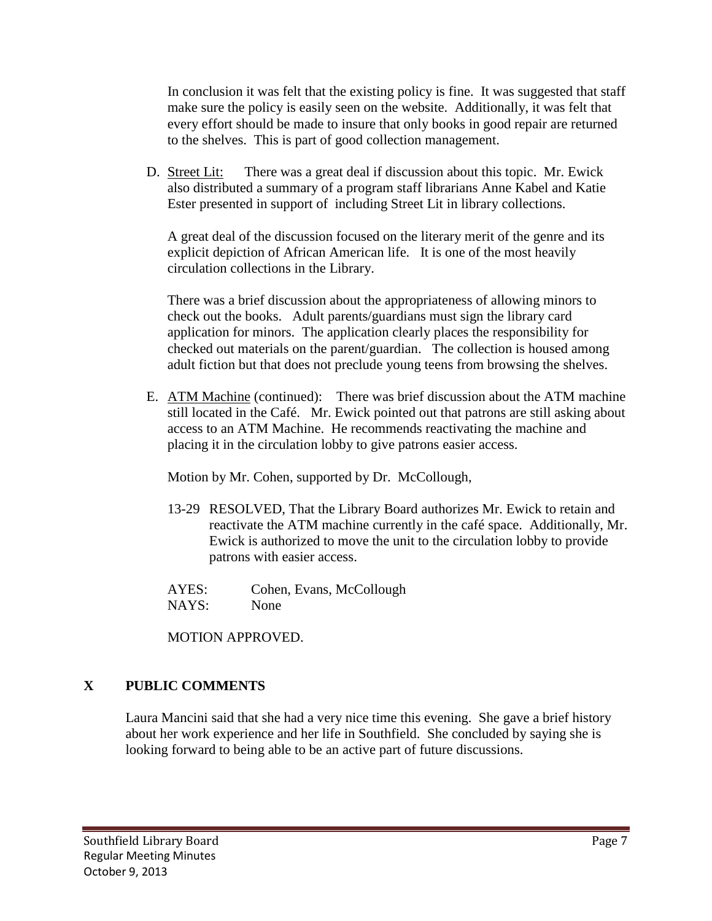In conclusion it was felt that the existing policy is fine. It was suggested that staff make sure the policy is easily seen on the website. Additionally, it was felt that every effort should be made to insure that only books in good repair are returned to the shelves. This is part of good collection management.

D. Street Lit: There was a great deal if discussion about this topic. Mr. Ewick also distributed a summary of a program staff librarians Anne Kabel and Katie Ester presented in support of including Street Lit in library collections.

   A great deal of the discussion focused on the literary merit of the genre and its explicit depiction of African American life. It is one of the most heavily circulation collections in the Library.

   There was a brief discussion about the appropriateness of allowing minors to check out the books. Adult parents/guardians must sign the library card application for minors. The application clearly places the responsibility for checked out materials on the parent/guardian. The collection is housed among adult fiction but that does not preclude young teens from browsing the shelves.

E. ATM Machine (continued): There was brief discussion about the ATM machine still located in the Café. Mr. Ewick pointed out that patrons are still asking about access to an ATM Machine. He recommends reactivating the machine and placing it in the circulation lobby to give patrons easier access.

   Motion by Mr. Cohen, supported by Dr. McCollough,

   13-29 RESOLVED, That the Library Board authorizes Mr. Ewick to retain and reactivate the ATM machine currently in the café space. Additionally, Mr. Ewick is authorized to move the unit to the circulation lobby to provide patrons with easier access.

   AYES: Cohen, Evans, McCollough
   NAYS: None

   MOTION APPROVED.

## X PUBLIC COMMENTS

Laura Mancini said that she had a very nice time this evening. She gave a brief history about her work experience and her life in Southfield. She concluded by saying she is looking forward to being able to be an active part of future discussions.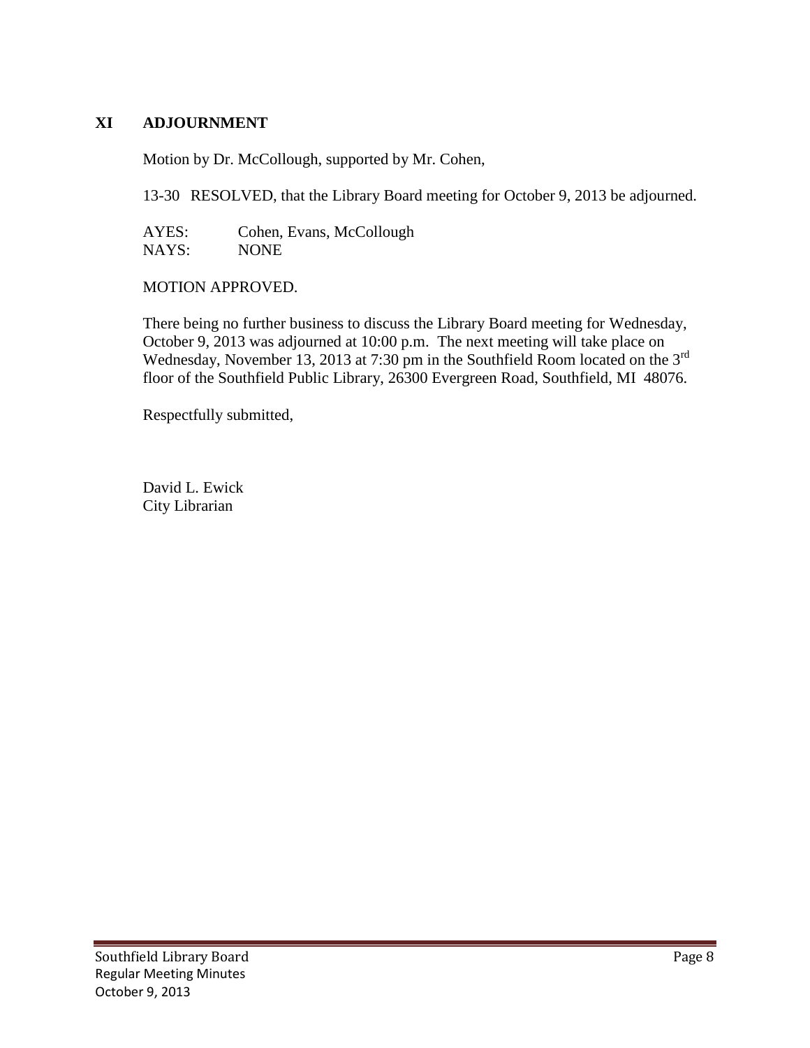## XI ADJOURNMENT

Motion by Dr. McCollough, supported by Mr. Cohen,

13-30 RESOLVED, that the Library Board meeting for October 9, 2013 be adjourned.

AYES: Cohen, Evans, McCollough
NAYS: NONE

MOTION APPROVED.

There being no further business to discuss the Library Board meeting for Wednesday, October 9, 2013 was adjourned at 10:00 p.m. The next meeting will take place on Wednesday, November 13, 2013 at 7:30 pm in the Southfield Room located on the 3rd floor of the Southfield Public Library, 26300 Evergreen Road, Southfield, MI 48076.

Respectfully submitted,

David L. Ewick
City Librarian